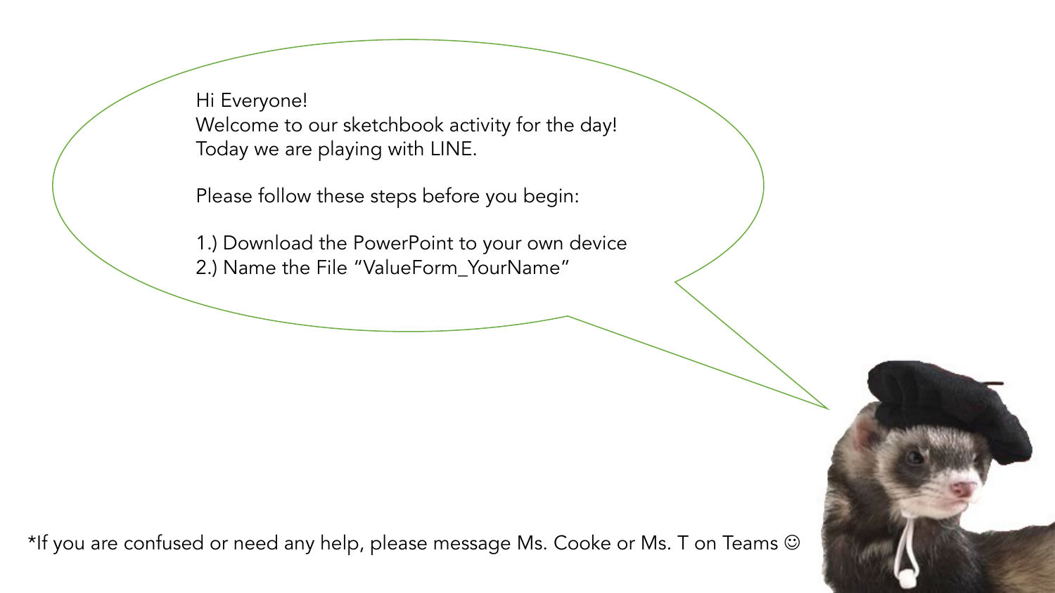Hi Everyone!
Welcome to our sketchbook activity for the day!
Today we are playing with LINE.

Please follow these steps before you begin:

1.) Download the PowerPoint to your own device
2.) Name the File "ValueForm_YourName"

*If you are confused or need any help, please message Ms. Cooke or Ms. T on Teams ☺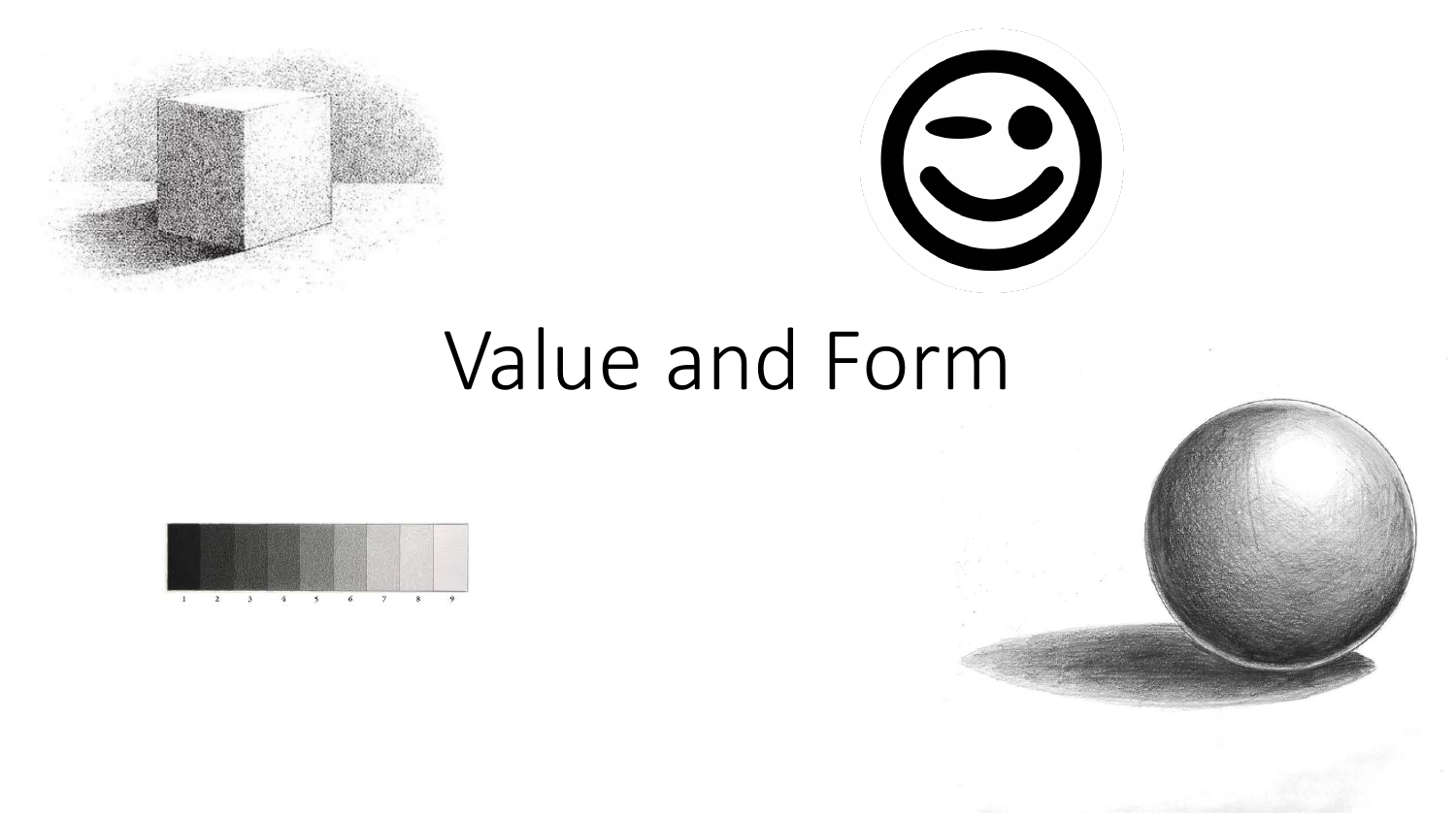# Value and Form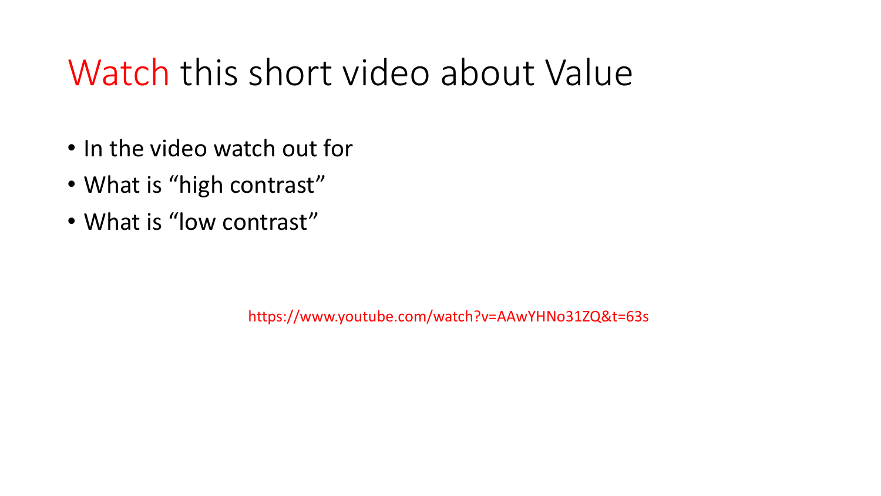# Watch this short video about Value

- In the video watch out for
- What is “high contrast”
- What is “low contrast”

https://www.youtube.com/watch?v=AAwYHNo31ZQ&t=63s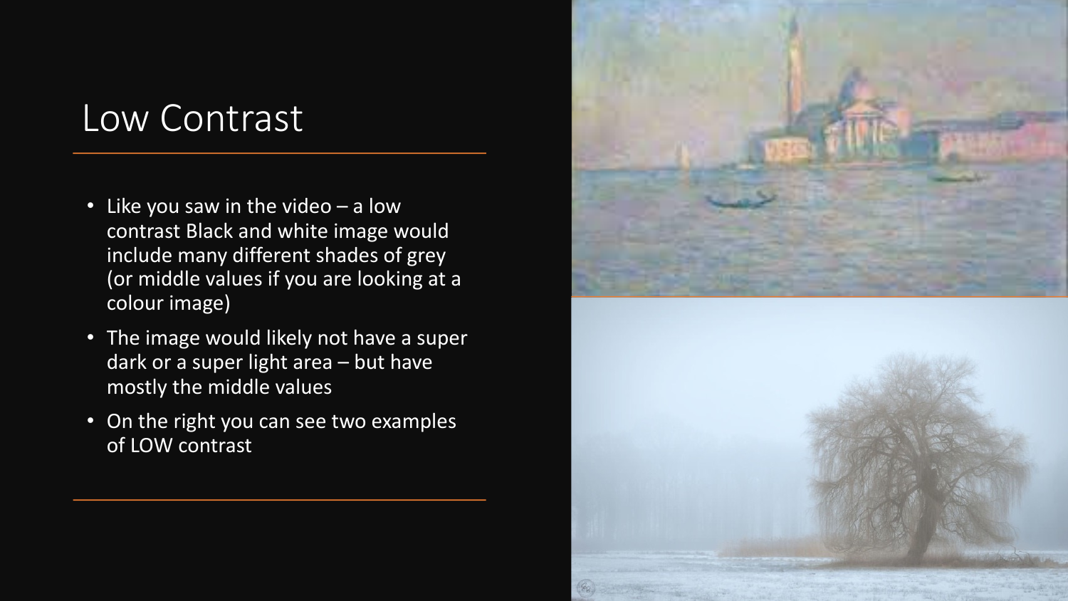# Low Contrast

- Like you saw in the video – a low contrast Black and white image would include many different shades of grey (or middle values if you are looking at a colour image)
- The image would likely not have a super dark or a super light area – but have mostly the middle values
- On the right you can see two examples of LOW contrast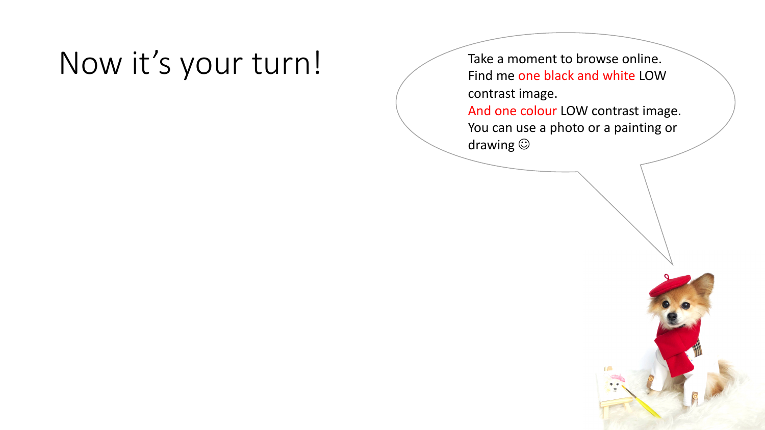# Now it's your turn!

Take a moment to browse online.
Find me one black and white LOW contrast image.
And one colour LOW contrast image.
You can use a photo or a painting or drawing ☺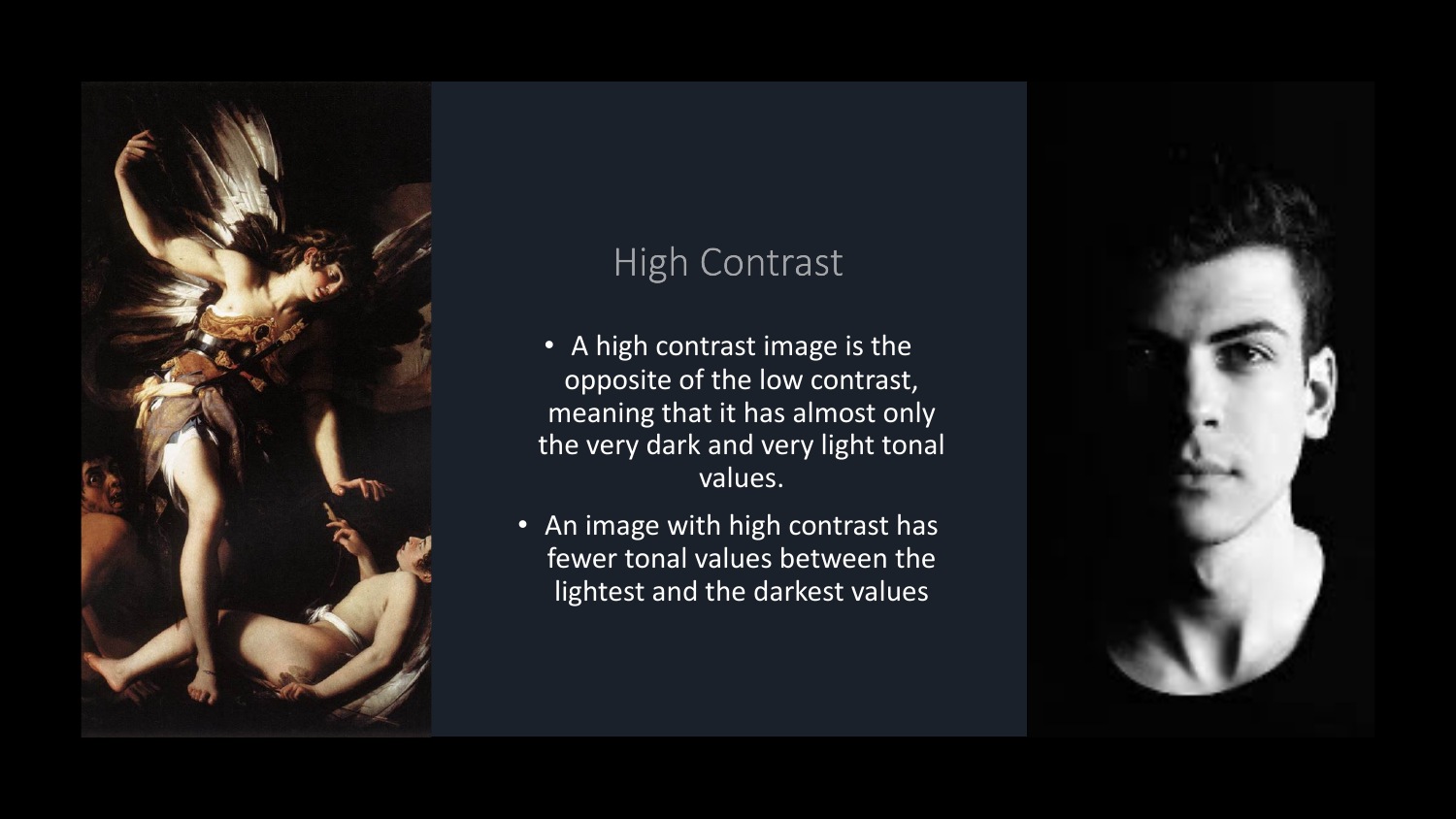## High Contrast

- A high contrast image is the opposite of the low contrast, meaning that it has almost only the very dark and very light tonal values.
- An image with high contrast has fewer tonal values between the lightest and the darkest values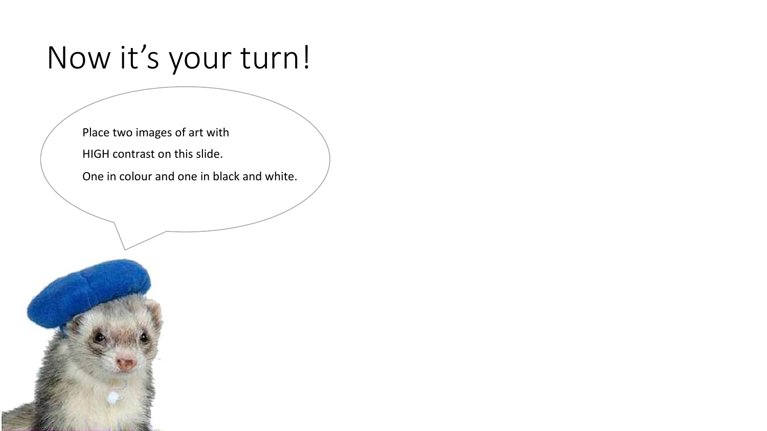# Now it's your turn!

Place two images of art with

HIGH contrast on this slide.

One in colour and one in black and white.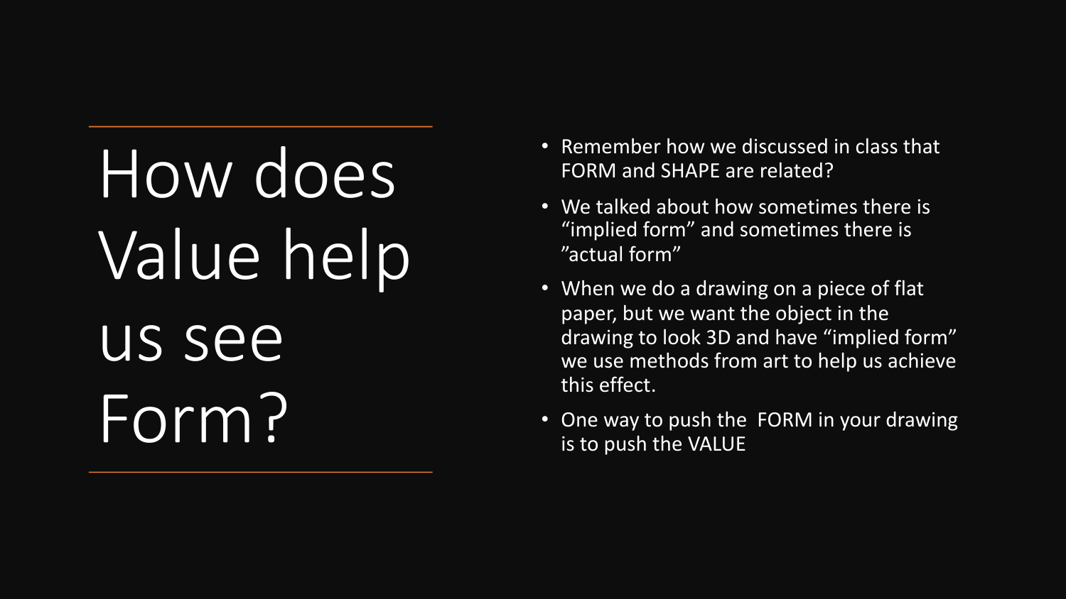# How does Value help us see Form?

- Remember how we discussed in class that FORM and SHAPE are related?
- We talked about how sometimes there is “implied form” and sometimes there is ”actual form”
- When we do a drawing on a piece of flat paper, but we want the object in the drawing to look 3D and have “implied form” we use methods from art to help us achieve this effect.
- One way to push the FORM in your drawing is to push the VALUE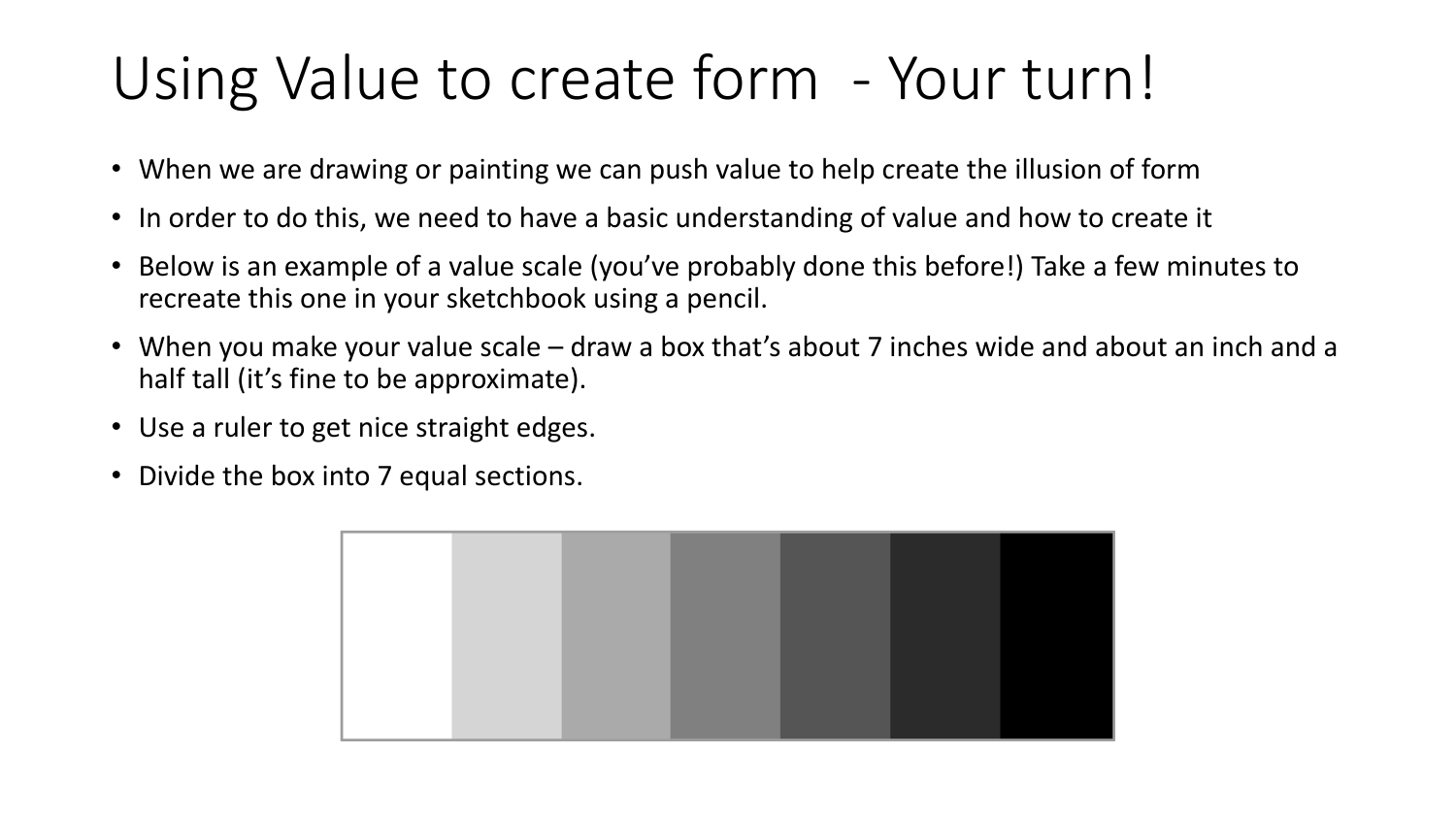# Using Value to create form - Your turn!

- When we are drawing or painting we can push value to help create the illusion of form
- In order to do this, we need to have a basic understanding of value and how to create it
- Below is an example of a value scale (you've probably done this before!) Take a few minutes to recreate this one in your sketchbook using a pencil.
- When you make your value scale – draw a box that's about 7 inches wide and about an inch and a half tall (it's fine to be approximate).
- Use a ruler to get nice straight edges.
- Divide the box into 7 equal sections.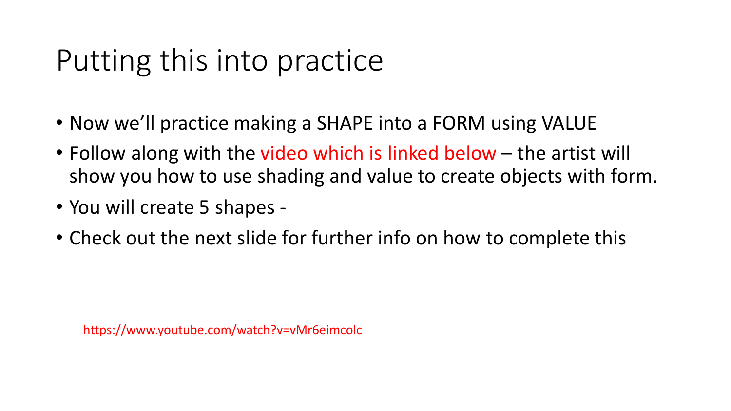# Putting this into practice

- Now we'll practice making a SHAPE into a FORM using VALUE
- Follow along with the video which is linked below – the artist will show you how to use shading and value to create objects with form.
- You will create 5 shapes -
- Check out the next slide for further info on how to complete this

https://www.youtube.com/watch?v=vMr6eimcolc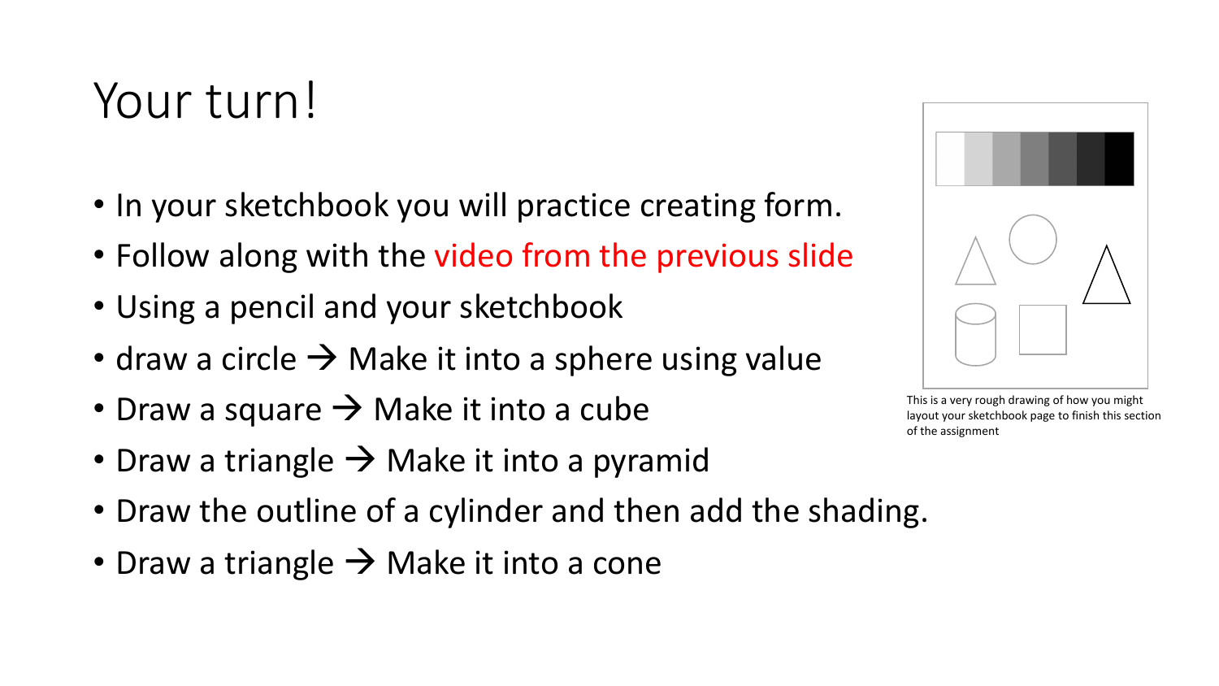# Your turn!

- In your sketchbook you will practice creating form.
- Follow along with the video from the previous slide
- Using a pencil and your sketchbook
- draw a circle → Make it into a sphere using value
- Draw a square → Make it into a cube
- Draw a triangle → Make it into a pyramid
- Draw the outline of a cylinder and then add the shading.
- Draw a triangle → Make it into a cone

This is a very rough drawing of how you might layout your sketchbook page to finish this section of the assignment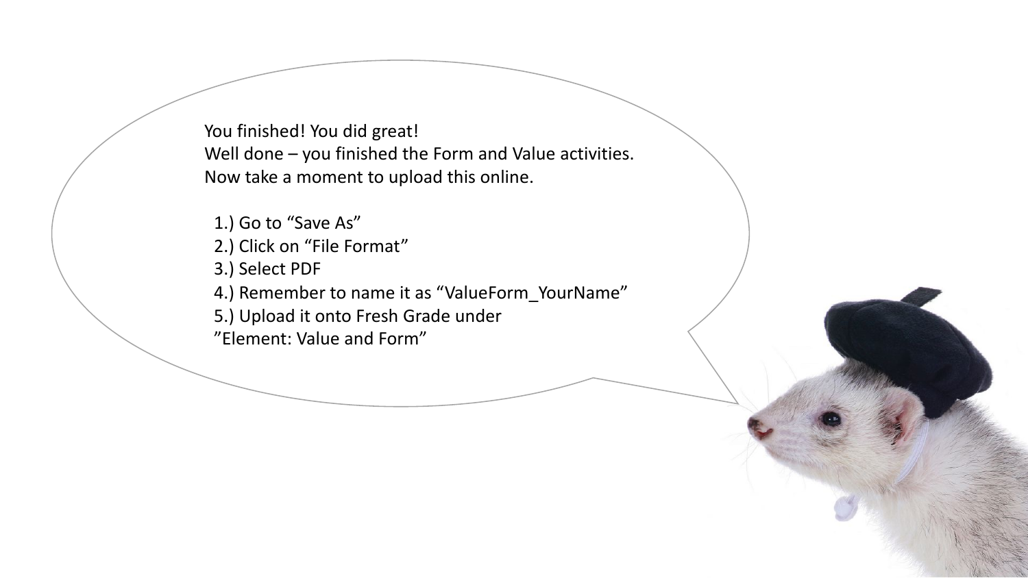You finished! You did great!
Well done – you finished the Form and Value activities.
Now take a moment to upload this online.

1.) Go to “Save As”
2.) Click on “File Format”
3.) Select PDF
4.) Remember to name it as “ValueForm_YourName”
5.) Upload it onto Fresh Grade under ”Element: Value and Form”